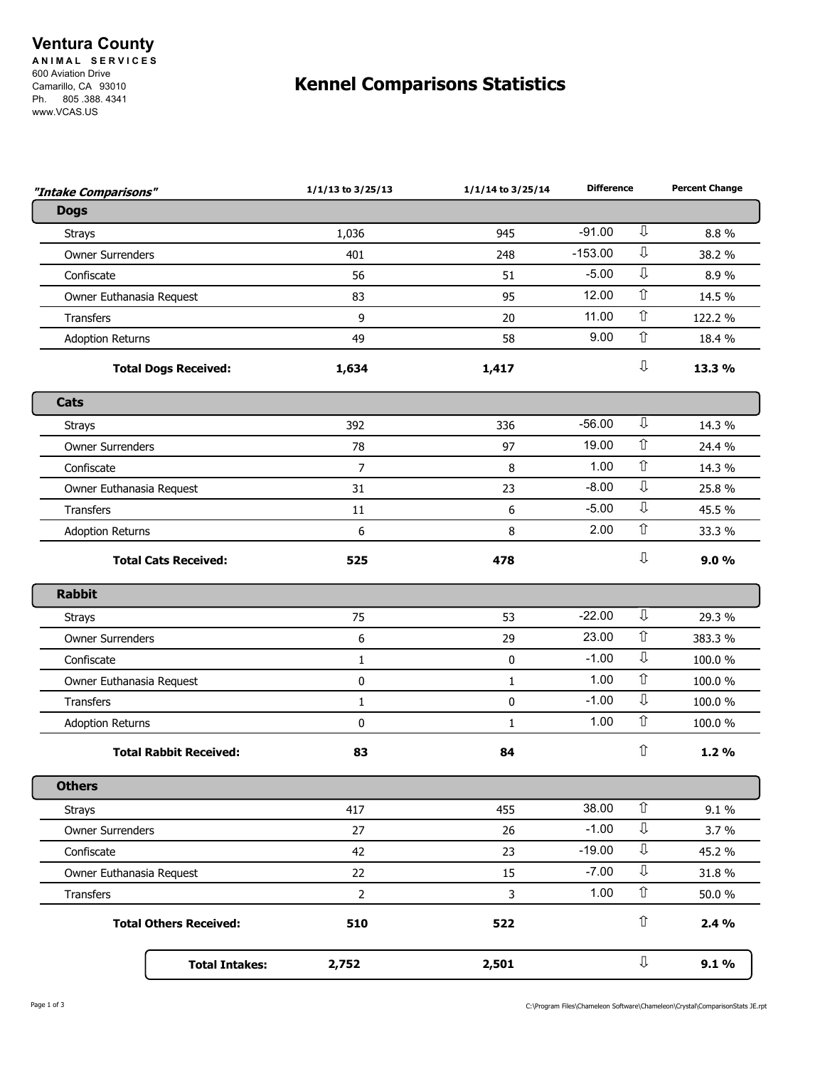**Ventura County**
**ANIMAL SERVICES**
600 Aviation Drive
Camarillo, CA 93010
Ph. 805 .388. 4341
www.VCAS.US

# Kennel Comparisons Statistics

| *"Intake Comparisons"* | 1/1/13 to 3/25/13 | 1/1/14 to 3/25/14 | Difference | | Percent Change |
|---|---|---|---|---|---|
| **Dogs** | | | | | |
| Strays | 1,036 | 945 | -91.00 | ⇩ | 8.8 % |
| Owner Surrenders | 401 | 248 | -153.00 | ⇩ | 38.2 % |
| Confiscate | 56 | 51 | -5.00 | ⇩ | 8.9 % |
| Owner Euthanasia Request | 83 | 95 | 12.00 | ⇧ | 14.5 % |
| Transfers | 9 | 20 | 11.00 | ⇧ | 122.2 % |
| Adoption Returns | 49 | 58 | 9.00 | ⇧ | 18.4 % |
| **Total Dogs Received:** | **1,634** | **1,417** | | ⇩ | **13.3 %** |
| **Cats** | | | | | |
| Strays | 392 | 336 | -56.00 | ⇩ | 14.3 % |
| Owner Surrenders | 78 | 97 | 19.00 | ⇧ | 24.4 % |
| Confiscate | 7 | 8 | 1.00 | ⇧ | 14.3 % |
| Owner Euthanasia Request | 31 | 23 | -8.00 | ⇩ | 25.8 % |
| Transfers | 11 | 6 | -5.00 | ⇩ | 45.5 % |
| Adoption Returns | 6 | 8 | 2.00 | ⇧ | 33.3 % |
| **Total Cats Received:** | **525** | **478** | | ⇩ | **9.0 %** |
| **Rabbit** | | | | | |
| Strays | 75 | 53 | -22.00 | ⇩ | 29.3 % |
| Owner Surrenders | 6 | 29 | 23.00 | ⇧ | 383.3 % |
| Confiscate | 1 | 0 | -1.00 | ⇩ | 100.0 % |
| Owner Euthanasia Request | 0 | 1 | 1.00 | ⇧ | 100.0 % |
| Transfers | 1 | 0 | -1.00 | ⇩ | 100.0 % |
| Adoption Returns | 0 | 1 | 1.00 | ⇧ | 100.0 % |
| **Total Rabbit Received:** | **83** | **84** | | ⇧ | **1.2 %** |
| **Others** | | | | | |
| Strays | 417 | 455 | 38.00 | ⇧ | 9.1 % |
| Owner Surrenders | 27 | 26 | -1.00 | ⇩ | 3.7 % |
| Confiscate | 42 | 23 | -19.00 | ⇩ | 45.2 % |
| Owner Euthanasia Request | 22 | 15 | -7.00 | ⇩ | 31.8 % |
| Transfers | 2 | 3 | 1.00 | ⇧ | 50.0 % |
| **Total Others Received:** | **510** | **522** | | ⇧ | **2.4 %** |
| **Total Intakes:** | **2,752** | **2,501** | | ⇩ | **9.1 %** |

C:\Program Files\Chameleon Software\Chameleon\Crystal\ComparisonStats JE.rpt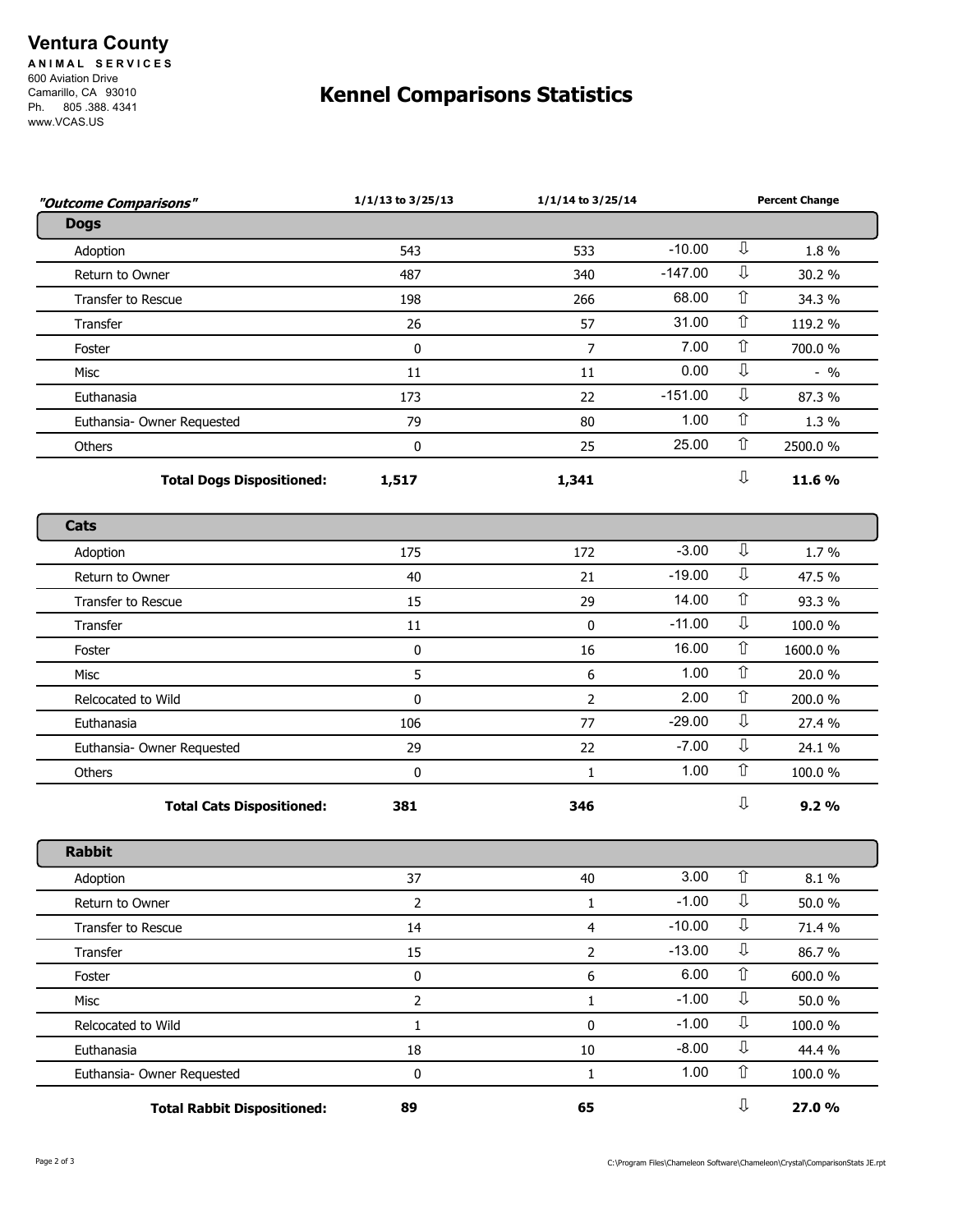**Ventura County**
**ANIMAL SERVICES**
600 Aviation Drive
Camarillo, CA 93010
Ph. 805 .388. 4341
www.VCAS.US

# Kennel Comparisons Statistics

| *"Outcome Comparisons"* | 1/1/13 to 3/25/13 | 1/1/14 to 3/25/14 | | | Percent Change |
|---|---|---|---|---|---|
| **Dogs** | | | | | |
| Adoption | 543 | 533 | -10.00 | ⇩ | 1.8 % |
| Return to Owner | 487 | 340 | -147.00 | ⇩ | 30.2 % |
| Transfer to Rescue | 198 | 266 | 68.00 | ⇧ | 34.3 % |
| Transfer | 26 | 57 | 31.00 | ⇧ | 119.2 % |
| Foster | 0 | 7 | 7.00 | ⇧ | 700.0 % |
| Misc | 11 | 11 | 0.00 | ⇩ | - % |
| Euthanasia | 173 | 22 | -151.00 | ⇩ | 87.3 % |
| Euthanasia- Owner Requested | 79 | 80 | 1.00 | ⇧ | 1.3 % |
| Others | 0 | 25 | 25.00 | ⇧ | 2500.0 % |
| **Total Dogs Dispositioned:** | **1,517** | **1,341** | | ⇩ | **11.6 %** |
| **Cats** | | | | | |
| Adoption | 175 | 172 | -3.00 | ⇩ | 1.7 % |
| Return to Owner | 40 | 21 | -19.00 | ⇩ | 47.5 % |
| Transfer to Rescue | 15 | 29 | 14.00 | ⇧ | 93.3 % |
| Transfer | 11 | 0 | -11.00 | ⇩ | 100.0 % |
| Foster | 0 | 16 | 16.00 | ⇧ | 1600.0 % |
| Misc | 5 | 6 | 1.00 | ⇧ | 20.0 % |
| Relcocated to Wild | 0 | 2 | 2.00 | ⇧ | 200.0 % |
| Euthanasia | 106 | 77 | -29.00 | ⇩ | 27.4 % |
| Euthanasia- Owner Requested | 29 | 22 | -7.00 | ⇩ | 24.1 % |
| Others | 0 | 1 | 1.00 | ⇧ | 100.0 % |
| **Total Cats Dispositioned:** | **381** | **346** | | ⇩ | **9.2 %** |
| **Rabbit** | | | | | |
| Adoption | 37 | 40 | 3.00 | ⇧ | 8.1 % |
| Return to Owner | 2 | 1 | -1.00 | ⇩ | 50.0 % |
| Transfer to Rescue | 14 | 4 | -10.00 | ⇩ | 71.4 % |
| Transfer | 15 | 2 | -13.00 | ⇩ | 86.7 % |
| Foster | 0 | 6 | 6.00 | ⇧ | 600.0 % |
| Misc | 2 | 1 | -1.00 | ⇩ | 50.0 % |
| Relcocated to Wild | 1 | 0 | -1.00 | ⇩ | 100.0 % |
| Euthanasia | 18 | 10 | -8.00 | ⇩ | 44.4 % |
| Euthanasia- Owner Requested | 0 | 1 | 1.00 | ⇧ | 100.0 % |
| **Total Rabbit Dispositioned:** | **89** | **65** | | ⇩ | **27.0 %** |

C:\Program Files\Chameleon Software\Chameleon\Crystal\ComparisonStats JE.rpt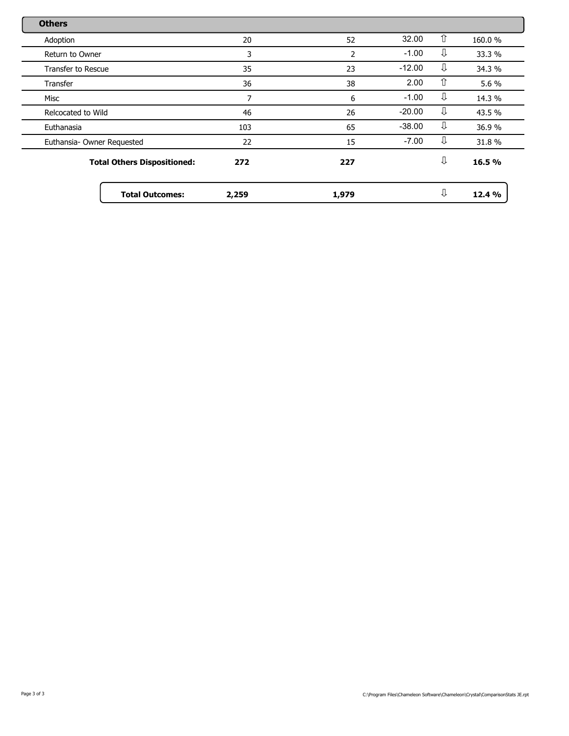## Others

| | | | | | |
|---|---|---|---|---|---|
| Adoption | 20 | 52 | 32.00 | ⇧ | 160.0 % |
| Return to Owner | 3 | 2 | -1.00 | ⇩ | 33.3 % |
| Transfer to Rescue | 35 | 23 | -12.00 | ⇩ | 34.3 % |
| Transfer | 36 | 38 | 2.00 | ⇧ | 5.6 % |
| Misc | 7 | 6 | -1.00 | ⇩ | 14.3 % |
| Relcocated to Wild | 46 | 26 | -20.00 | ⇩ | 43.5 % |
| Euthanasia | 103 | 65 | -38.00 | ⇩ | 36.9 % |
| Euthansia- Owner Requested | 22 | 15 | -7.00 | ⇩ | 31.8 % |
| **Total Others Dispositioned:** | **272** | **227** | | ⇩ | **16.5 %** |
| **Total Outcomes:** | **2,259** | **1,979** | | ⇩ | **12.4 %** |

C:\Program Files\Chameleon Software\Chameleon\Crystal\ComparisonStats JE.rpt